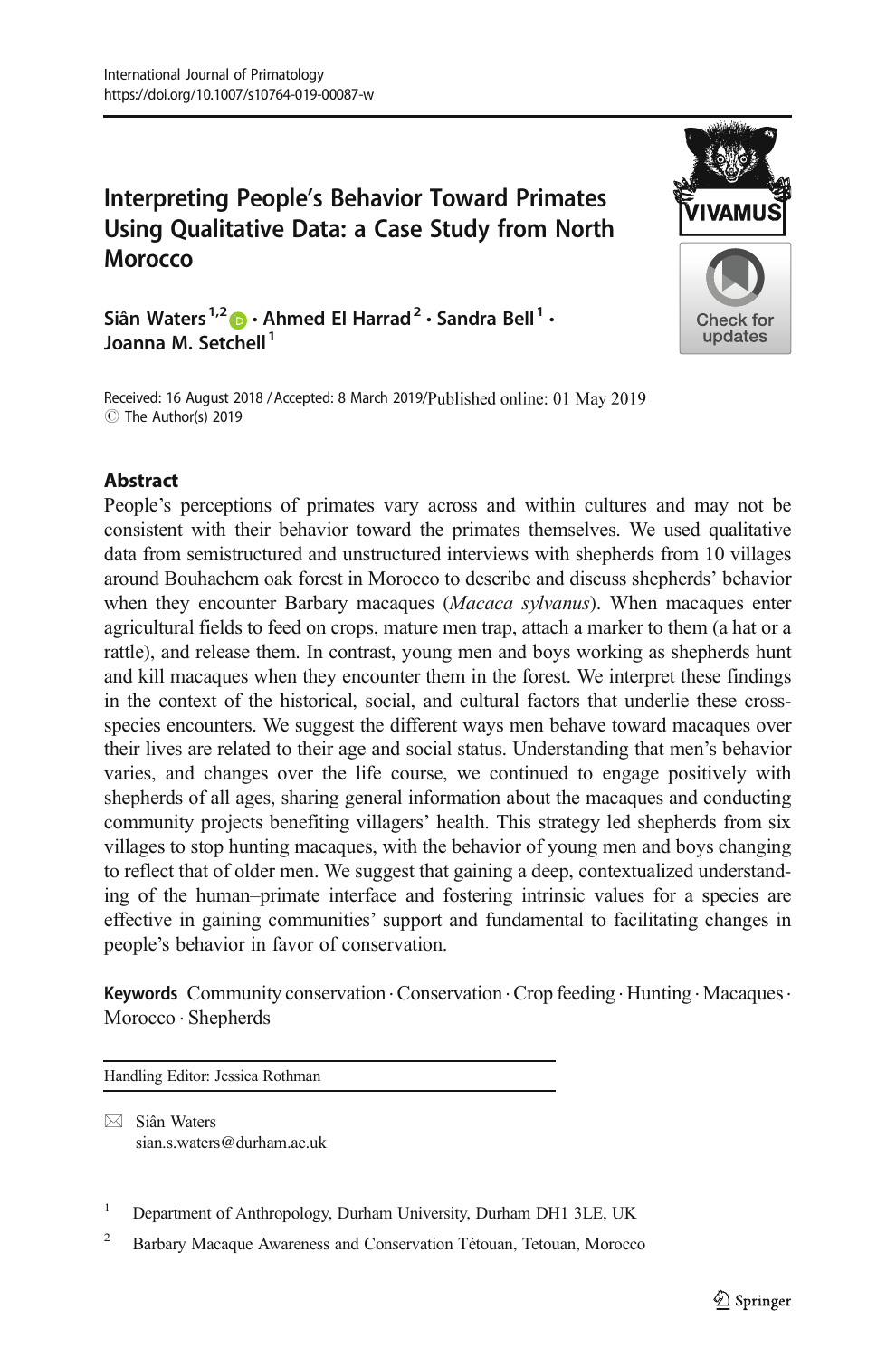International Journal of Primatology
https://doi.org/10.1007/s10764-019-00087-w

# Interpreting People's Behavior Toward Primates Using Qualitative Data: a Case Study from North Morocco

Siân Waters[1,2] · Ahmed El Harrad[2] · Sandra Bell[1] · Joanna M. Setchell[1]

Received: 16 August 2018 / Accepted: 8 March 2019/Published online: 01 May 2019
© The Author(s) 2019

## Abstract

People's perceptions of primates vary across and within cultures and may not be consistent with their behavior toward the primates themselves. We used qualitative data from semistructured and unstructured interviews with shepherds from 10 villages around Bouhachem oak forest in Morocco to describe and discuss shepherds' behavior when they encounter Barbary macaques (*Macaca sylvanus*). When macaques enter agricultural fields to feed on crops, mature men trap, attach a marker to them (a hat or a rattle), and release them. In contrast, young men and boys working as shepherds hunt and kill macaques when they encounter them in the forest. We interpret these findings in the context of the historical, social, and cultural factors that underlie these cross-species encounters. We suggest the different ways men behave toward macaques over their lives are related to their age and social status. Understanding that men's behavior varies, and changes over the life course, we continued to engage positively with shepherds of all ages, sharing general information about the macaques and conducting community projects benefiting villagers' health. This strategy led shepherds from six villages to stop hunting macaques, with the behavior of young men and boys changing to reflect that of older men. We suggest that gaining a deep, contextualized understanding of the human–primate interface and fostering intrinsic values for a species are effective in gaining communities' support and fundamental to facilitating changes in people's behavior in favor of conservation.

**Keywords** Community conservation · Conservation · Crop feeding · Hunting · Macaques · Morocco · Shepherds

Handling Editor: Jessica Rothman

✉ Siân Waters
sian.s.waters@durham.ac.uk

[1] Department of Anthropology, Durham University, Durham DH1 3LE, UK

[2] Barbary Macaque Awareness and Conservation Tétouan, Tetouan, Morocco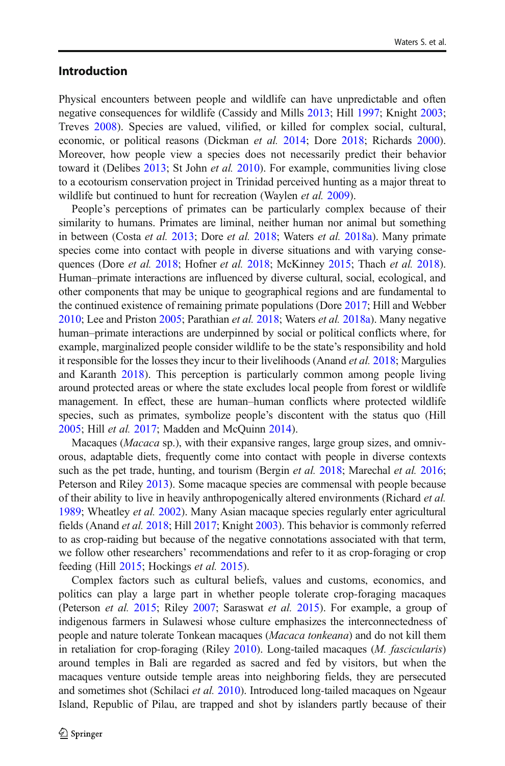## Introduction

Physical encounters between people and wildlife can have unpredictable and often negative consequences for wildlife (Cassidy and Mills 2013; Hill 1997; Knight 2003; Treves 2008). Species are valued, vilified, or killed for complex social, cultural, economic, or political reasons (Dickman *et al.* 2014; Dore 2018; Richards 2000). Moreover, how people view a species does not necessarily predict their behavior toward it (Delibes 2013; St John *et al.* 2010). For example, communities living close to a ecotourism conservation project in Trinidad perceived hunting as a major threat to wildlife but continued to hunt for recreation (Waylen *et al.* 2009).

People's perceptions of primates can be particularly complex because of their similarity to humans. Primates are liminal, neither human nor animal but something in between (Costa *et al.* 2013; Dore *et al.* 2018; Waters *et al.* 2018a). Many primate species come into contact with people in diverse situations and with varying consequences (Dore *et al.* 2018; Hofner *et al.* 2018; McKinney 2015; Thach *et al.* 2018). Human–primate interactions are influenced by diverse cultural, social, ecological, and other components that may be unique to geographical regions and are fundamental to the continued existence of remaining primate populations (Dore 2017; Hill and Webber 2010; Lee and Priston 2005; Parathian *et al.* 2018; Waters *et al.* 2018a). Many negative human–primate interactions are underpinned by social or political conflicts where, for example, marginalized people consider wildlife to be the state's responsibility and hold it responsible for the losses they incur to their livelihoods (Anand *et al.* 2018; Margulies and Karanth 2018). This perception is particularly common among people living around protected areas or where the state excludes local people from forest or wildlife management. In effect, these are human–human conflicts where protected wildlife species, such as primates, symbolize people's discontent with the status quo (Hill 2005; Hill *et al.* 2017; Madden and McQuinn 2014).

Macaques (*Macaca* sp.), with their expansive ranges, large group sizes, and omnivorous, adaptable diets, frequently come into contact with people in diverse contexts such as the pet trade, hunting, and tourism (Bergin *et al.* 2018; Marechal *et al.* 2016; Peterson and Riley 2013). Some macaque species are commensal with people because of their ability to live in heavily anthropogenically altered environments (Richard *et al.* 1989; Wheatley *et al.* 2002). Many Asian macaque species regularly enter agricultural fields (Anand *et al.* 2018; Hill 2017; Knight 2003). This behavior is commonly referred to as crop-raiding but because of the negative connotations associated with that term, we follow other researchers' recommendations and refer to it as crop-foraging or crop feeding (Hill 2015; Hockings *et al.* 2015).

Complex factors such as cultural beliefs, values and customs, economics, and politics can play a large part in whether people tolerate crop-foraging macaques (Peterson *et al.* 2015; Riley 2007; Saraswat *et al.* 2015). For example, a group of indigenous farmers in Sulawesi whose culture emphasizes the interconnectedness of people and nature tolerate Tonkean macaques (*Macaca tonkeana*) and do not kill them in retaliation for crop-foraging (Riley 2010). Long-tailed macaques (*M. fascicularis*) around temples in Bali are regarded as sacred and fed by visitors, but when the macaques venture outside temple areas into neighboring fields, they are persecuted and sometimes shot (Schilaci *et al.* 2010). Introduced long-tailed macaques on Ngeaur Island, Republic of Pilau, are trapped and shot by islanders partly because of their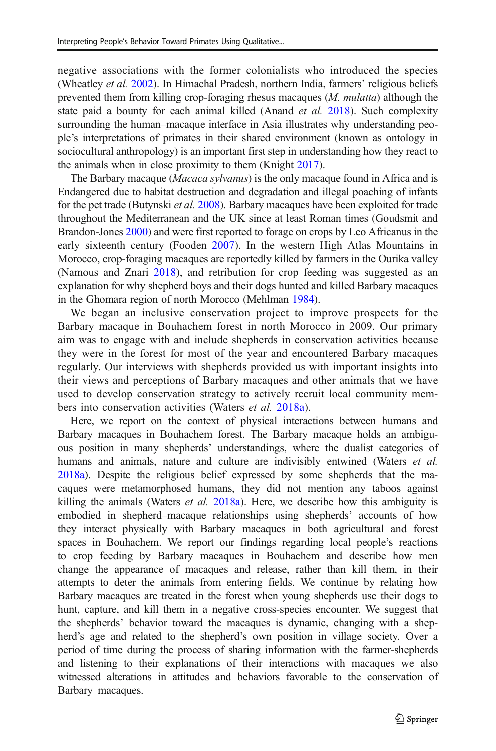negative associations with the former colonialists who introduced the species (Wheatley *et al.* 2002). In Himachal Pradesh, northern India, farmers' religious beliefs prevented them from killing crop-foraging rhesus macaques (*M. mulatta*) although the state paid a bounty for each animal killed (Anand *et al.* 2018). Such complexity surrounding the human–macaque interface in Asia illustrates why understanding people's interpretations of primates in their shared environment (known as ontology in sociocultural anthropology) is an important first step in understanding how they react to the animals when in close proximity to them (Knight 2017).

The Barbary macaque (*Macaca sylvanus*) is the only macaque found in Africa and is Endangered due to habitat destruction and degradation and illegal poaching of infants for the pet trade (Butynski *et al.* 2008). Barbary macaques have been exploited for trade throughout the Mediterranean and the UK since at least Roman times (Goudsmit and Brandon-Jones 2000) and were first reported to forage on crops by Leo Africanus in the early sixteenth century (Fooden 2007). In the western High Atlas Mountains in Morocco, crop-foraging macaques are reportedly killed by farmers in the Ourika valley (Namous and Znari 2018), and retribution for crop feeding was suggested as an explanation for why shepherd boys and their dogs hunted and killed Barbary macaques in the Ghomara region of north Morocco (Mehlman 1984).

We began an inclusive conservation project to improve prospects for the Barbary macaque in Bouhachem forest in north Morocco in 2009. Our primary aim was to engage with and include shepherds in conservation activities because they were in the forest for most of the year and encountered Barbary macaques regularly. Our interviews with shepherds provided us with important insights into their views and perceptions of Barbary macaques and other animals that we have used to develop conservation strategy to actively recruit local community members into conservation activities (Waters *et al.* 2018a).

Here, we report on the context of physical interactions between humans and Barbary macaques in Bouhachem forest. The Barbary macaque holds an ambiguous position in many shepherds' understandings, where the dualist categories of humans and animals, nature and culture are indivisibly entwined (Waters *et al.* 2018a). Despite the religious belief expressed by some shepherds that the macaques were metamorphosed humans, they did not mention any taboos against killing the animals (Waters *et al.* 2018a). Here, we describe how this ambiguity is embodied in shepherd–macaque relationships using shepherds' accounts of how they interact physically with Barbary macaques in both agricultural and forest spaces in Bouhachem. We report our findings regarding local people's reactions to crop feeding by Barbary macaques in Bouhachem and describe how men change the appearance of macaques and release, rather than kill them, in their attempts to deter the animals from entering fields. We continue by relating how Barbary macaques are treated in the forest when young shepherds use their dogs to hunt, capture, and kill them in a negative cross-species encounter. We suggest that the shepherds' behavior toward the macaques is dynamic, changing with a shepherd's age and related to the shepherd's own position in village society. Over a period of time during the process of sharing information with the farmer-shepherds and listening to their explanations of their interactions with macaques we also witnessed alterations in attitudes and behaviors favorable to the conservation of Barbary macaques.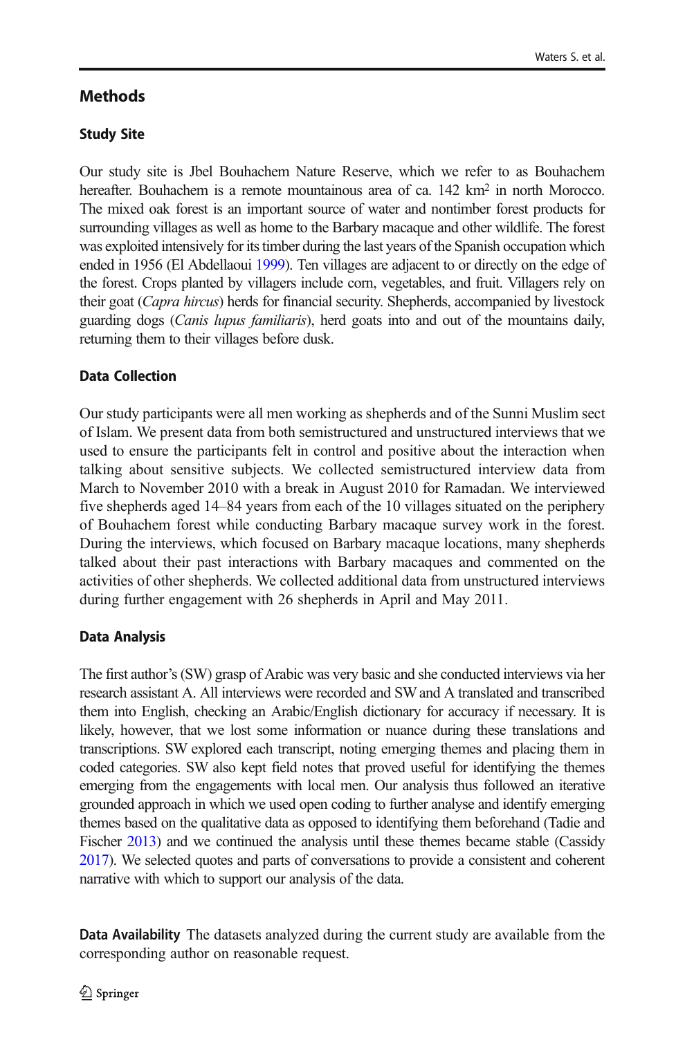## Methods

### Study Site

Our study site is Jbel Bouhachem Nature Reserve, which we refer to as Bouhachem hereafter. Bouhachem is a remote mountainous area of ca. 142 $km^2$ in north Morocco. The mixed oak forest is an important source of water and nontimber forest products for surrounding villages as well as home to the Barbary macaque and other wildlife. The forest was exploited intensively for its timber during the last years of the Spanish occupation which ended in 1956 (El Abdellaoui 1999). Ten villages are adjacent to or directly on the edge of the forest. Crops planted by villagers include corn, vegetables, and fruit. Villagers rely on their goat (*Capra hircus*) herds for financial security. Shepherds, accompanied by livestock guarding dogs (*Canis lupus familiaris*), herd goats into and out of the mountains daily, returning them to their villages before dusk.

### Data Collection

Our study participants were all men working as shepherds and of the Sunni Muslim sect of Islam. We present data from both semistructured and unstructured interviews that we used to ensure the participants felt in control and positive about the interaction when talking about sensitive subjects. We collected semistructured interview data from March to November 2010 with a break in August 2010 for Ramadan. We interviewed five shepherds aged 14–84 years from each of the 10 villages situated on the periphery of Bouhachem forest while conducting Barbary macaque survey work in the forest. During the interviews, which focused on Barbary macaque locations, many shepherds talked about their past interactions with Barbary macaques and commented on the activities of other shepherds. We collected additional data from unstructured interviews during further engagement with 26 shepherds in April and May 2011.

### Data Analysis

The first author's (SW) grasp of Arabic was very basic and she conducted interviews via her research assistant A. All interviews were recorded and SW and A translated and transcribed them into English, checking an Arabic/English dictionary for accuracy if necessary. It is likely, however, that we lost some information or nuance during these translations and transcriptions. SW explored each transcript, noting emerging themes and placing them in coded categories. SW also kept field notes that proved useful for identifying the themes emerging from the engagements with local men. Our analysis thus followed an iterative grounded approach in which we used open coding to further analyse and identify emerging themes based on the qualitative data as opposed to identifying them beforehand (Tadie and Fischer 2013) and we continued the analysis until these themes became stable (Cassidy 2017). We selected quotes and parts of conversations to provide a consistent and coherent narrative with which to support our analysis of the data.

**Data Availability** The datasets analyzed during the current study are available from the corresponding author on reasonable request.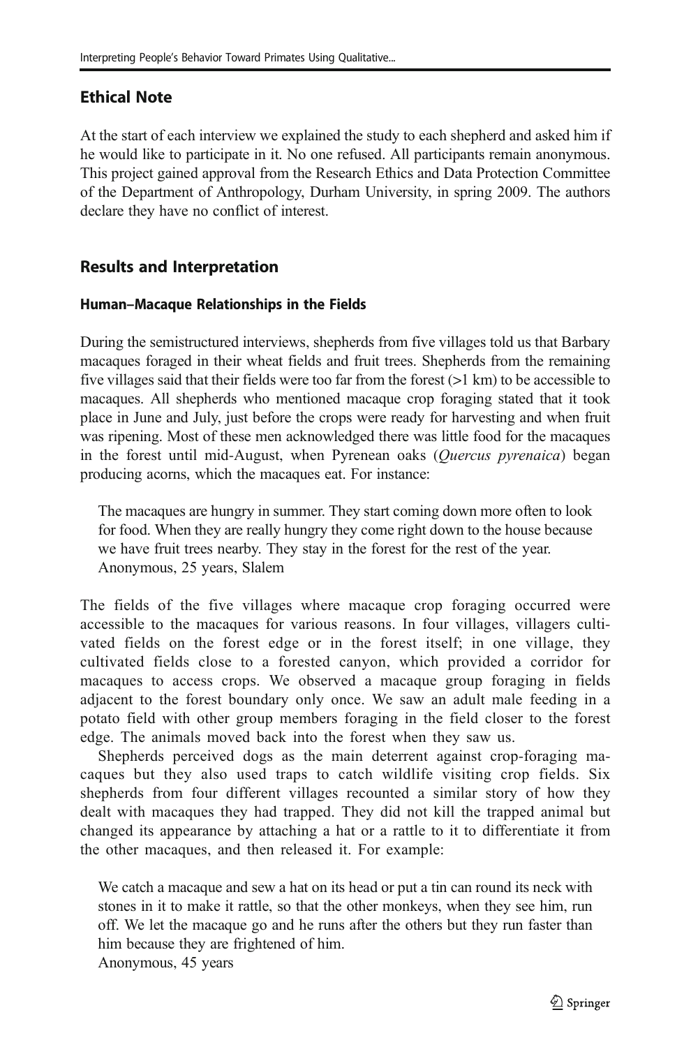## Ethical Note

At the start of each interview we explained the study to each shepherd and asked him if he would like to participate in it. No one refused. All participants remain anonymous. This project gained approval from the Research Ethics and Data Protection Committee of the Department of Anthropology, Durham University, in spring 2009. The authors declare they have no conflict of interest.

## Results and Interpretation

### Human–Macaque Relationships in the Fields

During the semistructured interviews, shepherds from five villages told us that Barbary macaques foraged in their wheat fields and fruit trees. Shepherds from the remaining five villages said that their fields were too far from the forest (>1 km) to be accessible to macaques. All shepherds who mentioned macaque crop foraging stated that it took place in June and July, just before the crops were ready for harvesting and when fruit was ripening. Most of these men acknowledged there was little food for the macaques in the forest until mid-August, when Pyrenean oaks (*Quercus pyrenaica*) began producing acorns, which the macaques eat. For instance:

> The macaques are hungry in summer. They start coming down more often to look for food. When they are really hungry they come right down to the house because we have fruit trees nearby. They stay in the forest for the rest of the year.
> Anonymous, 25 years, Slalem

The fields of the five villages where macaque crop foraging occurred were accessible to the macaques for various reasons. In four villages, villagers cultivated fields on the forest edge or in the forest itself; in one village, they cultivated fields close to a forested canyon, which provided a corridor for macaques to access crops. We observed a macaque group foraging in fields adjacent to the forest boundary only once. We saw an adult male feeding in a potato field with other group members foraging in the field closer to the forest edge. The animals moved back into the forest when they saw us.

Shepherds perceived dogs as the main deterrent against crop-foraging macaques but they also used traps to catch wildlife visiting crop fields. Six shepherds from four different villages recounted a similar story of how they dealt with macaques they had trapped. They did not kill the trapped animal but changed its appearance by attaching a hat or a rattle to it to differentiate it from the other macaques, and then released it. For example:

> We catch a macaque and sew a hat on its head or put a tin can round its neck with stones in it to make it rattle, so that the other monkeys, when they see him, run off. We let the macaque go and he runs after the others but they run faster than him because they are frightened of him.
> Anonymous, 45 years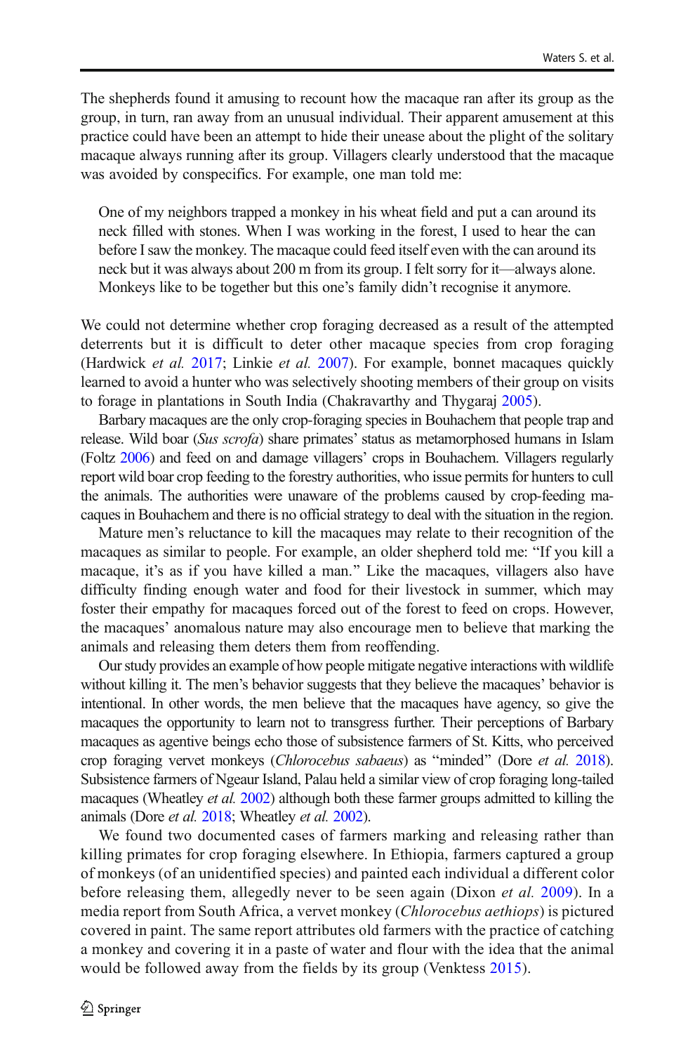The shepherds found it amusing to recount how the macaque ran after its group as the group, in turn, ran away from an unusual individual. Their apparent amusement at this practice could have been an attempt to hide their unease about the plight of the solitary macaque always running after its group. Villagers clearly understood that the macaque was avoided by conspecifics. For example, one man told me:

> One of my neighbors trapped a monkey in his wheat field and put a can around its neck filled with stones. When I was working in the forest, I used to hear the can before I saw the monkey. The macaque could feed itself even with the can around its neck but it was always about 200 m from its group. I felt sorry for it—always alone. Monkeys like to be together but this one's family didn't recognise it anymore.

We could not determine whether crop foraging decreased as a result of the attempted deterrents but it is difficult to deter other macaque species from crop foraging (Hardwick *et al.* 2017; Linkie *et al.* 2007). For example, bonnet macaques quickly learned to avoid a hunter who was selectively shooting members of their group on visits to forage in plantations in South India (Chakravarthy and Thygaraj 2005).

Barbary macaques are the only crop-foraging species in Bouhachem that people trap and release. Wild boar (*Sus scrofa*) share primates' status as metamorphosed humans in Islam (Foltz 2006) and feed on and damage villagers' crops in Bouhachem. Villagers regularly report wild boar crop feeding to the forestry authorities, who issue permits for hunters to cull the animals. The authorities were unaware of the problems caused by crop-feeding macaques in Bouhachem and there is no official strategy to deal with the situation in the region.

Mature men's reluctance to kill the macaques may relate to their recognition of the macaques as similar to people. For example, an older shepherd told me: "If you kill a macaque, it's as if you have killed a man." Like the macaques, villagers also have difficulty finding enough water and food for their livestock in summer, which may foster their empathy for macaques forced out of the forest to feed on crops. However, the macaques' anomalous nature may also encourage men to believe that marking the animals and releasing them deters them from reoffending.

Our study provides an example of how people mitigate negative interactions with wildlife without killing it. The men's behavior suggests that they believe the macaques' behavior is intentional. In other words, the men believe that the macaques have agency, so give the macaques the opportunity to learn not to transgress further. Their perceptions of Barbary macaques as agentive beings echo those of subsistence farmers of St. Kitts, who perceived crop foraging vervet monkeys (*Chlorocebus sabaeus*) as "minded" (Dore *et al.* 2018). Subsistence farmers of Ngeaur Island, Palau held a similar view of crop foraging long-tailed macaques (Wheatley *et al.* 2002) although both these farmer groups admitted to killing the animals (Dore *et al.* 2018; Wheatley *et al.* 2002).

We found two documented cases of farmers marking and releasing rather than killing primates for crop foraging elsewhere. In Ethiopia, farmers captured a group of monkeys (of an unidentified species) and painted each individual a different color before releasing them, allegedly never to be seen again (Dixon *et al.* 2009). In a media report from South Africa, a vervet monkey (*Chlorocebus aethiops*) is pictured covered in paint. The same report attributes old farmers with the practice of catching a monkey and covering it in a paste of water and flour with the idea that the animal would be followed away from the fields by its group (Venktess 2015).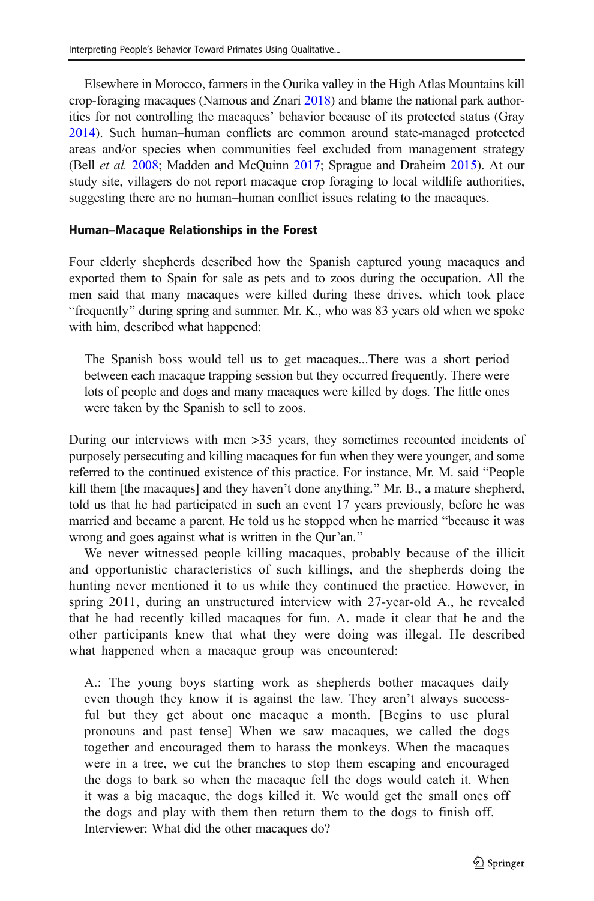Elsewhere in Morocco, farmers in the Ourika valley in the High Atlas Mountains kill crop-foraging macaques (Namous and Znari 2018) and blame the national park authorities for not controlling the macaques' behavior because of its protected status (Gray 2014). Such human–human conflicts are common around state-managed protected areas and/or species when communities feel excluded from management strategy (Bell *et al.* 2008; Madden and McQuinn 2017; Sprague and Draheim 2015). At our study site, villagers do not report macaque crop foraging to local wildlife authorities, suggesting there are no human–human conflict issues relating to the macaques.

### Human–Macaque Relationships in the Forest

Four elderly shepherds described how the Spanish captured young macaques and exported them to Spain for sale as pets and to zoos during the occupation. All the men said that many macaques were killed during these drives, which took place "frequently" during spring and summer. Mr. K., who was 83 years old when we spoke with him, described what happened:

> The Spanish boss would tell us to get macaques...There was a short period between each macaque trapping session but they occurred frequently. There were lots of people and dogs and many macaques were killed by dogs. The little ones were taken by the Spanish to sell to zoos.

During our interviews with men >35 years, they sometimes recounted incidents of purposely persecuting and killing macaques for fun when they were younger, and some referred to the continued existence of this practice. For instance, Mr. M. said "People kill them [the macaques] and they haven't done anything." Mr. B., a mature shepherd, told us that he had participated in such an event 17 years previously, before he was married and became a parent. He told us he stopped when he married "because it was wrong and goes against what is written in the Qur'an."

We never witnessed people killing macaques, probably because of the illicit and opportunistic characteristics of such killings, and the shepherds doing the hunting never mentioned it to us while they continued the practice. However, in spring 2011, during an unstructured interview with 27-year-old A., he revealed that he had recently killed macaques for fun. A. made it clear that he and the other participants knew that what they were doing was illegal. He described what happened when a macaque group was encountered:

> A.: The young boys starting work as shepherds bother macaques daily even though they know it is against the law. They aren't always successful but they get about one macaque a month. [Begins to use plural pronouns and past tense] When we saw macaques, we called the dogs together and encouraged them to harass the monkeys. When the macaques were in a tree, we cut the branches to stop them escaping and encouraged the dogs to bark so when the macaque fell the dogs would catch it. When it was a big macaque, the dogs killed it. We would get the small ones off the dogs and play with them then return them to the dogs to finish off.
> Interviewer: What did the other macaques do?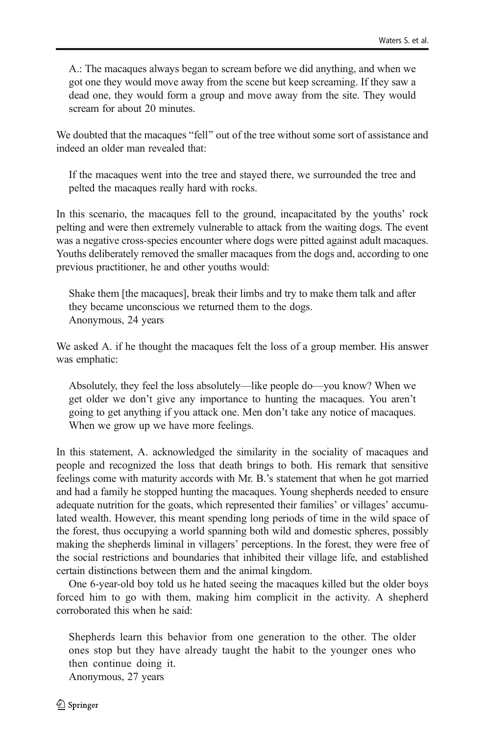> A.: The macaques always began to scream before we did anything, and when we got one they would move away from the scene but keep screaming. If they saw a dead one, they would form a group and move away from the site. They would scream for about 20 minutes.

We doubted that the macaques "fell" out of the tree without some sort of assistance and indeed an older man revealed that:

> If the macaques went into the tree and stayed there, we surrounded the tree and pelted the macaques really hard with rocks.

In this scenario, the macaques fell to the ground, incapacitated by the youths' rock pelting and were then extremely vulnerable to attack from the waiting dogs. The event was a negative cross-species encounter where dogs were pitted against adult macaques. Youths deliberately removed the smaller macaques from the dogs and, according to one previous practitioner, he and other youths would:

> Shake them [the macaques], break their limbs and try to make them talk and after they became unconscious we returned them to the dogs.
> Anonymous, 24 years

We asked A. if he thought the macaques felt the loss of a group member. His answer was emphatic:

> Absolutely, they feel the loss absolutely—like people do—you know? When we get older we don't give any importance to hunting the macaques. You aren't going to get anything if you attack one. Men don't take any notice of macaques. When we grow up we have more feelings.

In this statement, A. acknowledged the similarity in the sociality of macaques and people and recognized the loss that death brings to both. His remark that sensitive feelings come with maturity accords with Mr. B.'s statement that when he got married and had a family he stopped hunting the macaques. Young shepherds needed to ensure adequate nutrition for the goats, which represented their families' or villages' accumulated wealth. However, this meant spending long periods of time in the wild space of the forest, thus occupying a world spanning both wild and domestic spheres, possibly making the shepherds liminal in villagers' perceptions. In the forest, they were free of the social restrictions and boundaries that inhibited their village life, and established certain distinctions between them and the animal kingdom.

One 6-year-old boy told us he hated seeing the macaques killed but the older boys forced him to go with them, making him complicit in the activity. A shepherd corroborated this when he said:

> Shepherds learn this behavior from one generation to the other. The older ones stop but they have already taught the habit to the younger ones who then continue doing it.
> Anonymous, 27 years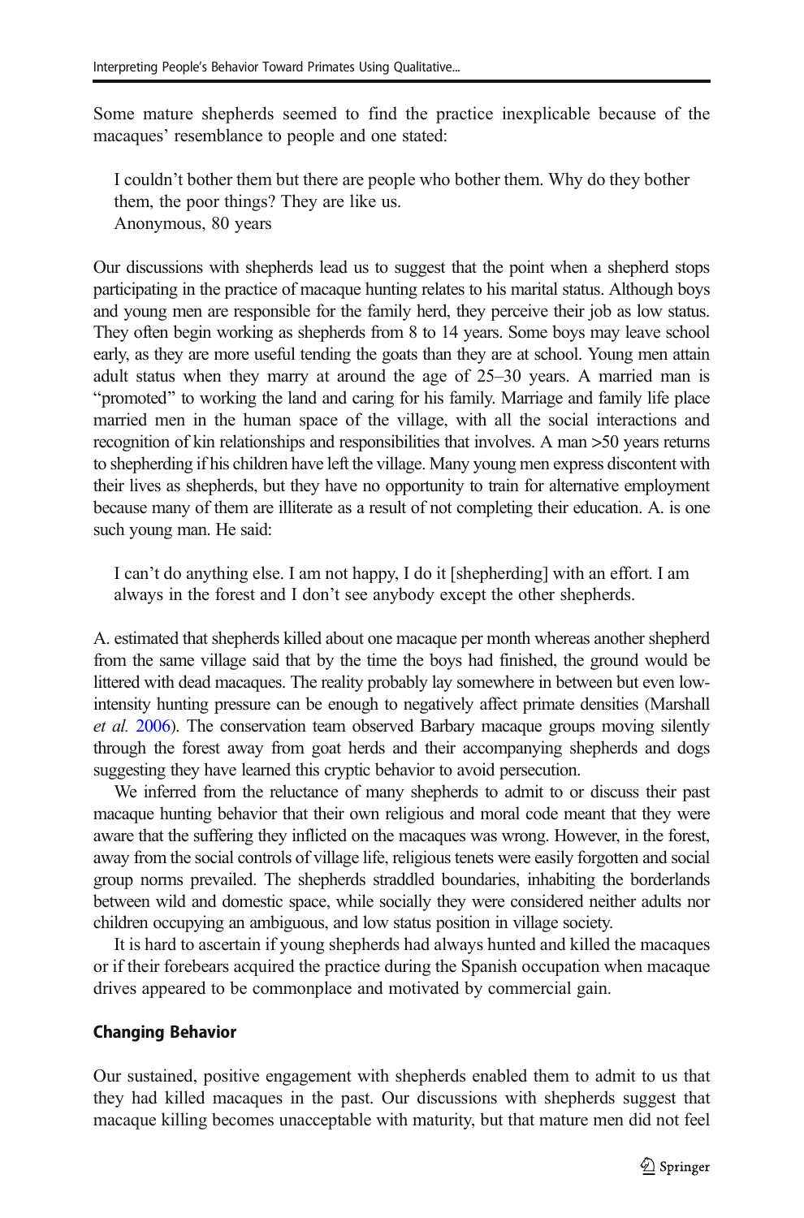Some mature shepherds seemed to find the practice inexplicable because of the macaques' resemblance to people and one stated:

> I couldn't bother them but there are people who bother them. Why do they bother them, the poor things? They are like us.
> Anonymous, 80 years

Our discussions with shepherds lead us to suggest that the point when a shepherd stops participating in the practice of macaque hunting relates to his marital status. Although boys and young men are responsible for the family herd, they perceive their job as low status. They often begin working as shepherds from 8 to 14 years. Some boys may leave school early, as they are more useful tending the goats than they are at school. Young men attain adult status when they marry at around the age of 25–30 years. A married man is "promoted" to working the land and caring for his family. Marriage and family life place married men in the human space of the village, with all the social interactions and recognition of kin relationships and responsibilities that involves. A man >50 years returns to shepherding if his children have left the village. Many young men express discontent with their lives as shepherds, but they have no opportunity to train for alternative employment because many of them are illiterate as a result of not completing their education. A. is one such young man. He said:

> I can't do anything else. I am not happy, I do it [shepherding] with an effort. I am always in the forest and I don't see anybody except the other shepherds.

A. estimated that shepherds killed about one macaque per month whereas another shepherd from the same village said that by the time the boys had finished, the ground would be littered with dead macaques. The reality probably lay somewhere in between but even low-intensity hunting pressure can be enough to negatively affect primate densities (Marshall *et al.* 2006). The conservation team observed Barbary macaque groups moving silently through the forest away from goat herds and their accompanying shepherds and dogs suggesting they have learned this cryptic behavior to avoid persecution.

We inferred from the reluctance of many shepherds to admit to or discuss their past macaque hunting behavior that their own religious and moral code meant that they were aware that the suffering they inflicted on the macaques was wrong. However, in the forest, away from the social controls of village life, religious tenets were easily forgotten and social group norms prevailed. The shepherds straddled boundaries, inhabiting the borderlands between wild and domestic space, while socially they were considered neither adults nor children occupying an ambiguous, and low status position in village society.

It is hard to ascertain if young shepherds had always hunted and killed the macaques or if their forebears acquired the practice during the Spanish occupation when macaque drives appeared to be commonplace and motivated by commercial gain.

### Changing Behavior

Our sustained, positive engagement with shepherds enabled them to admit to us that they had killed macaques in the past. Our discussions with shepherds suggest that macaque killing becomes unacceptable with maturity, but that mature men did not feel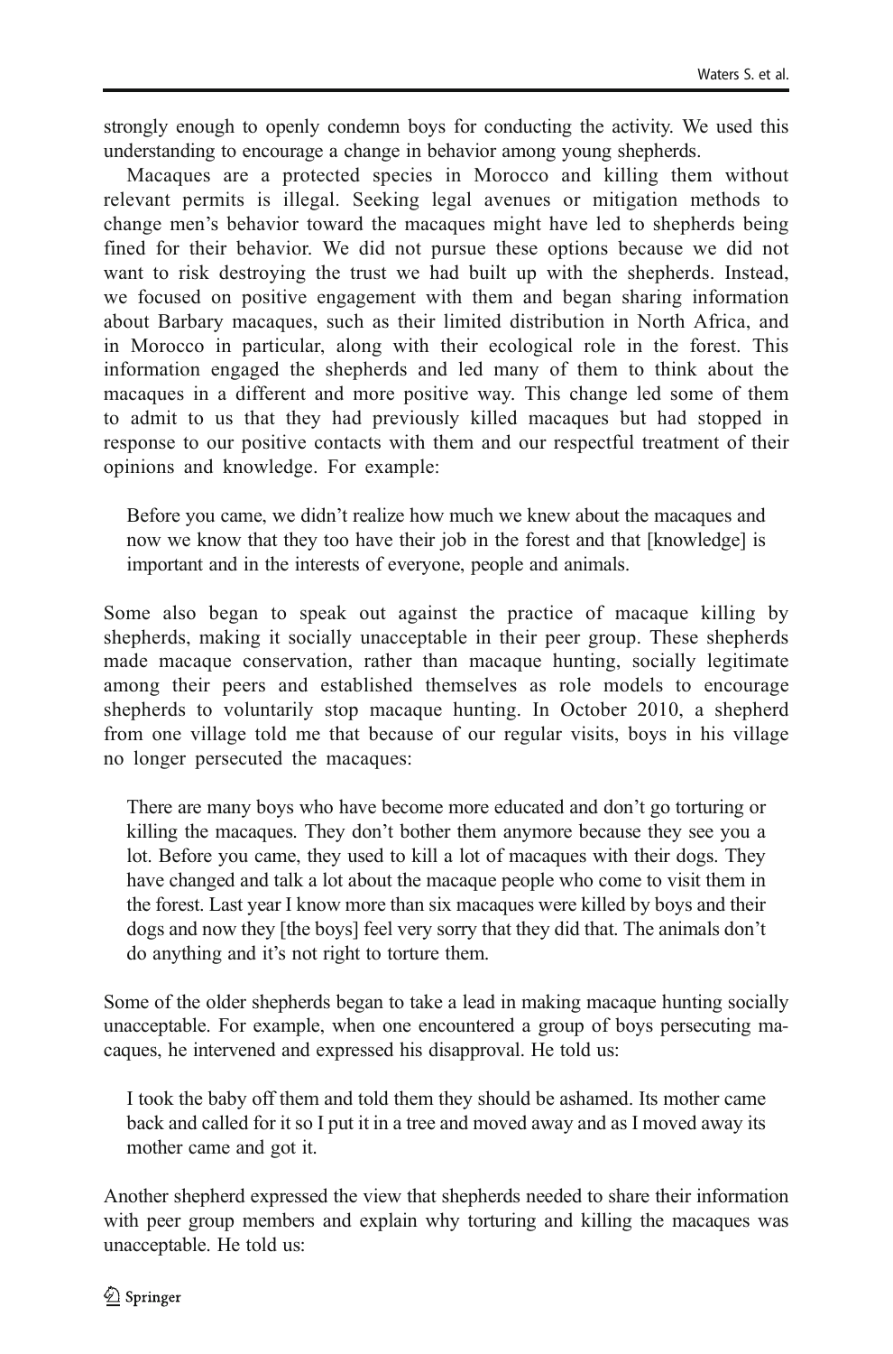strongly enough to openly condemn boys for conducting the activity. We used this understanding to encourage a change in behavior among young shepherds.

Macaques are a protected species in Morocco and killing them without relevant permits is illegal. Seeking legal avenues or mitigation methods to change men's behavior toward the macaques might have led to shepherds being fined for their behavior. We did not pursue these options because we did not want to risk destroying the trust we had built up with the shepherds. Instead, we focused on positive engagement with them and began sharing information about Barbary macaques, such as their limited distribution in North Africa, and in Morocco in particular, along with their ecological role in the forest. This information engaged the shepherds and led many of them to think about the macaques in a different and more positive way. This change led some of them to admit to us that they had previously killed macaques but had stopped in response to our positive contacts with them and our respectful treatment of their opinions and knowledge. For example:

> Before you came, we didn't realize how much we knew about the macaques and now we know that they too have their job in the forest and that [knowledge] is important and in the interests of everyone, people and animals.

Some also began to speak out against the practice of macaque killing by shepherds, making it socially unacceptable in their peer group. These shepherds made macaque conservation, rather than macaque hunting, socially legitimate among their peers and established themselves as role models to encourage shepherds to voluntarily stop macaque hunting. In October 2010, a shepherd from one village told me that because of our regular visits, boys in his village no longer persecuted the macaques:

> There are many boys who have become more educated and don't go torturing or killing the macaques. They don't bother them anymore because they see you a lot. Before you came, they used to kill a lot of macaques with their dogs. They have changed and talk a lot about the macaque people who come to visit them in the forest. Last year I know more than six macaques were killed by boys and their dogs and now they [the boys] feel very sorry that they did that. The animals don't do anything and it's not right to torture them.

Some of the older shepherds began to take a lead in making macaque hunting socially unacceptable. For example, when one encountered a group of boys persecuting macaques, he intervened and expressed his disapproval. He told us:

> I took the baby off them and told them they should be ashamed. Its mother came back and called for it so I put it in a tree and moved away and as I moved away its mother came and got it.

Another shepherd expressed the view that shepherds needed to share their information with peer group members and explain why torturing and killing the macaques was unacceptable. He told us: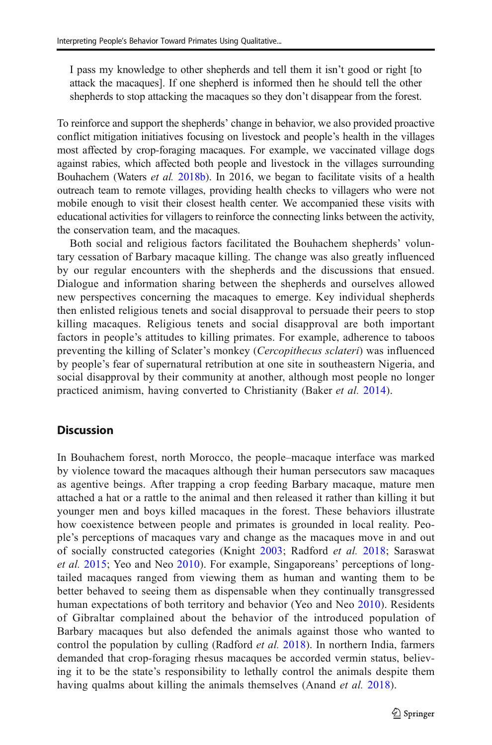> I pass my knowledge to other shepherds and tell them it isn't good or right [to attack the macaques]. If one shepherd is informed then he should tell the other shepherds to stop attacking the macaques so they don't disappear from the forest.

To reinforce and support the shepherds' change in behavior, we also provided proactive conflict mitigation initiatives focusing on livestock and people's health in the villages most affected by crop-foraging macaques. For example, we vaccinated village dogs against rabies, which affected both people and livestock in the villages surrounding Bouhachem (Waters *et al.* 2018b). In 2016, we began to facilitate visits of a health outreach team to remote villages, providing health checks to villagers who were not mobile enough to visit their closest health center. We accompanied these visits with educational activities for villagers to reinforce the connecting links between the activity, the conservation team, and the macaques.

Both social and religious factors facilitated the Bouhachem shepherds' voluntary cessation of Barbary macaque killing. The change was also greatly influenced by our regular encounters with the shepherds and the discussions that ensued. Dialogue and information sharing between the shepherds and ourselves allowed new perspectives concerning the macaques to emerge. Key individual shepherds then enlisted religious tenets and social disapproval to persuade their peers to stop killing macaques. Religious tenets and social disapproval are both important factors in people's attitudes to killing primates. For example, adherence to taboos preventing the killing of Sclater's monkey (*Cercopithecus sclateri*) was influenced by people's fear of supernatural retribution at one site in southeastern Nigeria, and social disapproval by their community at another, although most people no longer practiced animism, having converted to Christianity (Baker *et al.* 2014).

## Discussion

In Bouhachem forest, north Morocco, the people–macaque interface was marked by violence toward the macaques although their human persecutors saw macaques as agentive beings. After trapping a crop feeding Barbary macaque, mature men attached a hat or a rattle to the animal and then released it rather than killing it but younger men and boys killed macaques in the forest. These behaviors illustrate how coexistence between people and primates is grounded in local reality. People's perceptions of macaques vary and change as the macaques move in and out of socially constructed categories (Knight 2003; Radford *et al.* 2018; Saraswat *et al.* 2015; Yeo and Neo 2010). For example, Singaporeans' perceptions of long-tailed macaques ranged from viewing them as human and wanting them to be better behaved to seeing them as dispensable when they continually transgressed human expectations of both territory and behavior (Yeo and Neo 2010). Residents of Gibraltar complained about the behavior of the introduced population of Barbary macaques but also defended the animals against those who wanted to control the population by culling (Radford *et al.* 2018). In northern India, farmers demanded that crop-foraging rhesus macaques be accorded vermin status, believing it to be the state's responsibility to lethally control the animals despite them having qualms about killing the animals themselves (Anand *et al.* 2018).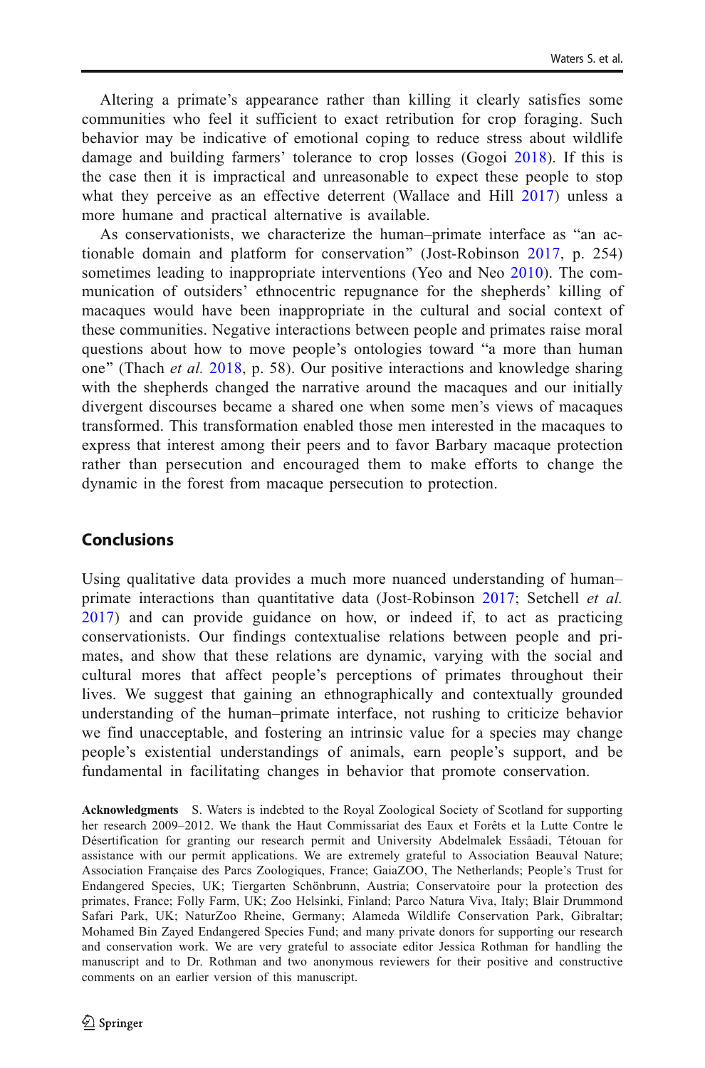Altering a primate's appearance rather than killing it clearly satisfies some communities who feel it sufficient to exact retribution for crop foraging. Such behavior may be indicative of emotional coping to reduce stress about wildlife damage and building farmers' tolerance to crop losses (Gogoi 2018). If this is the case then it is impractical and unreasonable to expect these people to stop what they perceive as an effective deterrent (Wallace and Hill 2017) unless a more humane and practical alternative is available.

As conservationists, we characterize the human–primate interface as "an actionable domain and platform for conservation" (Jost-Robinson 2017, p. 254) sometimes leading to inappropriate interventions (Yeo and Neo 2010). The communication of outsiders' ethnocentric repugnance for the shepherds' killing of macaques would have been inappropriate in the cultural and social context of these communities. Negative interactions between people and primates raise moral questions about how to move people's ontologies toward "a more than human one" (Thach *et al.* 2018, p. 58). Our positive interactions and knowledge sharing with the shepherds changed the narrative around the macaques and our initially divergent discourses became a shared one when some men's views of macaques transformed. This transformation enabled those men interested in the macaques to express that interest among their peers and to favor Barbary macaque protection rather than persecution and encouraged them to make efforts to change the dynamic in the forest from macaque persecution to protection.

## Conclusions

Using qualitative data provides a much more nuanced understanding of human–primate interactions than quantitative data (Jost-Robinson 2017; Setchell *et al.* 2017) and can provide guidance on how, or indeed if, to act as practicing conservationists. Our findings contextualise relations between people and primates, and show that these relations are dynamic, varying with the social and cultural mores that affect people's perceptions of primates throughout their lives. We suggest that gaining an ethnographically and contextually grounded understanding of the human–primate interface, not rushing to criticize behavior we find unacceptable, and fostering an intrinsic value for a species may change people's existential understandings of animals, earn people's support, and be fundamental in facilitating changes in behavior that promote conservation.

**Acknowledgments** S. Waters is indebted to the Royal Zoological Society of Scotland for supporting her research 2009–2012. We thank the Haut Commissariat des Eaux et Forêts et la Lutte Contre le Désertification for granting our research permit and University Abdelmalek Essâadi, Tétouan for assistance with our permit applications. We are extremely grateful to Association Beauval Nature; Association Française des Parcs Zoologiques, France; GaiaZOO, The Netherlands; People's Trust for Endangered Species, UK; Tiergarten Schönbrunn, Austria; Conservatoire pour la protection des primates, France; Folly Farm, UK; Zoo Helsinki, Finland; Parco Natura Viva, Italy; Blair Drummond Safari Park, UK; NaturZoo Rheine, Germany; Alameda Wildlife Conservation Park, Gibraltar; Mohamed Bin Zayed Endangered Species Fund; and many private donors for supporting our research and conservation work. We are very grateful to associate editor Jessica Rothman for handling the manuscript and to Dr. Rothman and two anonymous reviewers for their positive and constructive comments on an earlier version of this manuscript.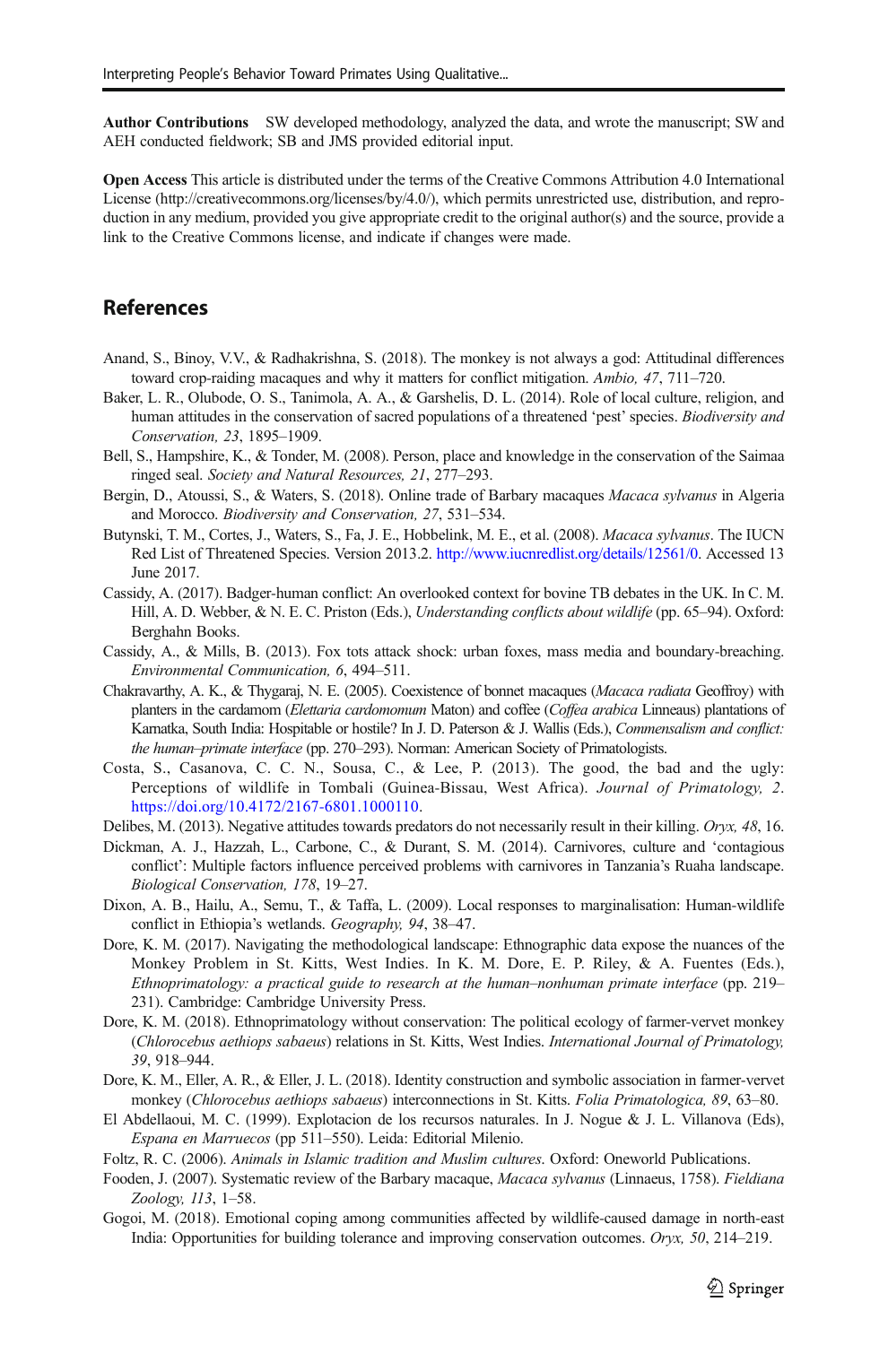**Author Contributions** SW developed methodology, analyzed the data, and wrote the manuscript; SW and AEH conducted fieldwork; SB and JMS provided editorial input.

**Open Access** This article is distributed under the terms of the Creative Commons Attribution 4.0 International License (http://creativecommons.org/licenses/by/4.0/), which permits unrestricted use, distribution, and reproduction in any medium, provided you give appropriate credit to the original author(s) and the source, provide a link to the Creative Commons license, and indicate if changes were made.

## References

Anand, S., Binoy, V.V., & Radhakrishna, S. (2018). The monkey is not always a god: Attitudinal differences toward crop-raiding macaques and why it matters for conflict mitigation. *Ambio, 47*, 711–720.

Baker, L. R., Olubode, O. S., Tanimola, A. A., & Garshelis, D. L. (2014). Role of local culture, religion, and human attitudes in the conservation of sacred populations of a threatened 'pest' species. *Biodiversity and Conservation, 23*, 1895–1909.

Bell, S., Hampshire, K., & Tonder, M. (2008). Person, place and knowledge in the conservation of the Saimaa ringed seal. *Society and Natural Resources, 21*, 277–293.

Bergin, D., Atoussi, S., & Waters, S. (2018). Online trade of Barbary macaques *Macaca sylvanus* in Algeria and Morocco. *Biodiversity and Conservation, 27*, 531–534.

Butynski, T. M., Cortes, J., Waters, S., Fa, J. E., Hobbelink, M. E., et al. (2008). *Macaca sylvanus*. The IUCN Red List of Threatened Species. Version 2013.2. http://www.iucnredlist.org/details/12561/0. Accessed 13 June 2017.

Cassidy, A. (2017). Badger-human conflict: An overlooked context for bovine TB debates in the UK. In C. M. Hill, A. D. Webber, & N. E. C. Priston (Eds.), *Understanding conflicts about wildlife* (pp. 65–94). Oxford: Berghahn Books.

Cassidy, A., & Mills, B. (2013). Fox tots attack shock: urban foxes, mass media and boundary-breaching. *Environmental Communication, 6*, 494–511.

Chakravarthy, A. K., & Thygaraj, N. E. (2005). Coexistence of bonnet macaques (*Macaca radiata* Geoffroy) with planters in the cardamom (*Elettaria cardomomum* Maton) and coffee (*Coffea arabica* Linneaus) plantations of Karnatka, South India: Hospitable or hostile? In J. D. Paterson & J. Wallis (Eds.), *Commensalism and conflict: the human–primate interface* (pp. 270–293). Norman: American Society of Primatologists.

Costa, S., Casanova, C. C. N., Sousa, C., & Lee, P. (2013). The good, the bad and the ugly: Perceptions of wildlife in Tombali (Guinea-Bissau, West Africa). *Journal of Primatology, 2*. https://doi.org/10.4172/2167-6801.1000110.

Delibes, M. (2013). Negative attitudes towards predators do not necessarily result in their killing. *Oryx, 48*, 16.

Dickman, A. J., Hazzah, L., Carbone, C., & Durant, S. M. (2014). Carnivores, culture and 'contagious conflict': Multiple factors influence perceived problems with carnivores in Tanzania's Ruaha landscape. *Biological Conservation, 178*, 19–27.

Dixon, A. B., Hailu, A., Semu, T., & Taffa, L. (2009). Local responses to marginalisation: Human-wildlife conflict in Ethiopia's wetlands. *Geography, 94*, 38–47.

Dore, K. M. (2017). Navigating the methodological landscape: Ethnographic data expose the nuances of the Monkey Problem in St. Kitts, West Indies. In K. M. Dore, E. P. Riley, & A. Fuentes (Eds.), *Ethnoprimatology: a practical guide to research at the human–nonhuman primate interface* (pp. 219–231). Cambridge: Cambridge University Press.

Dore, K. M. (2018). Ethnoprimatology without conservation: The political ecology of farmer-vervet monkey (*Chlorocebus aethiops sabaeus*) relations in St. Kitts, West Indies. *International Journal of Primatology, 39*, 918–944.

Dore, K. M., Eller, A. R., & Eller, J. L. (2018). Identity construction and symbolic association in farmer-vervet monkey (*Chlorocebus aethiops sabaeus*) interconnections in St. Kitts. *Folia Primatologica, 89*, 63–80.

El Abdellaoui, M. C. (1999). Explotacion de los recursos naturales. In J. Nogue & J. L. Villanova (Eds), *Espana en Marruecos* (pp 511–550). Leida: Editorial Milenio.

Foltz, R. C. (2006). *Animals in Islamic tradition and Muslim cultures*. Oxford: Oneworld Publications.

Fooden, J. (2007). Systematic review of the Barbary macaque, *Macaca sylvanus* (Linnaeus, 1758). *Fieldiana Zoology, 113*, 1–58.

Gogoi, M. (2018). Emotional coping among communities affected by wildlife-caused damage in north-east India: Opportunities for building tolerance and improving conservation outcomes. *Oryx, 50*, 214–219.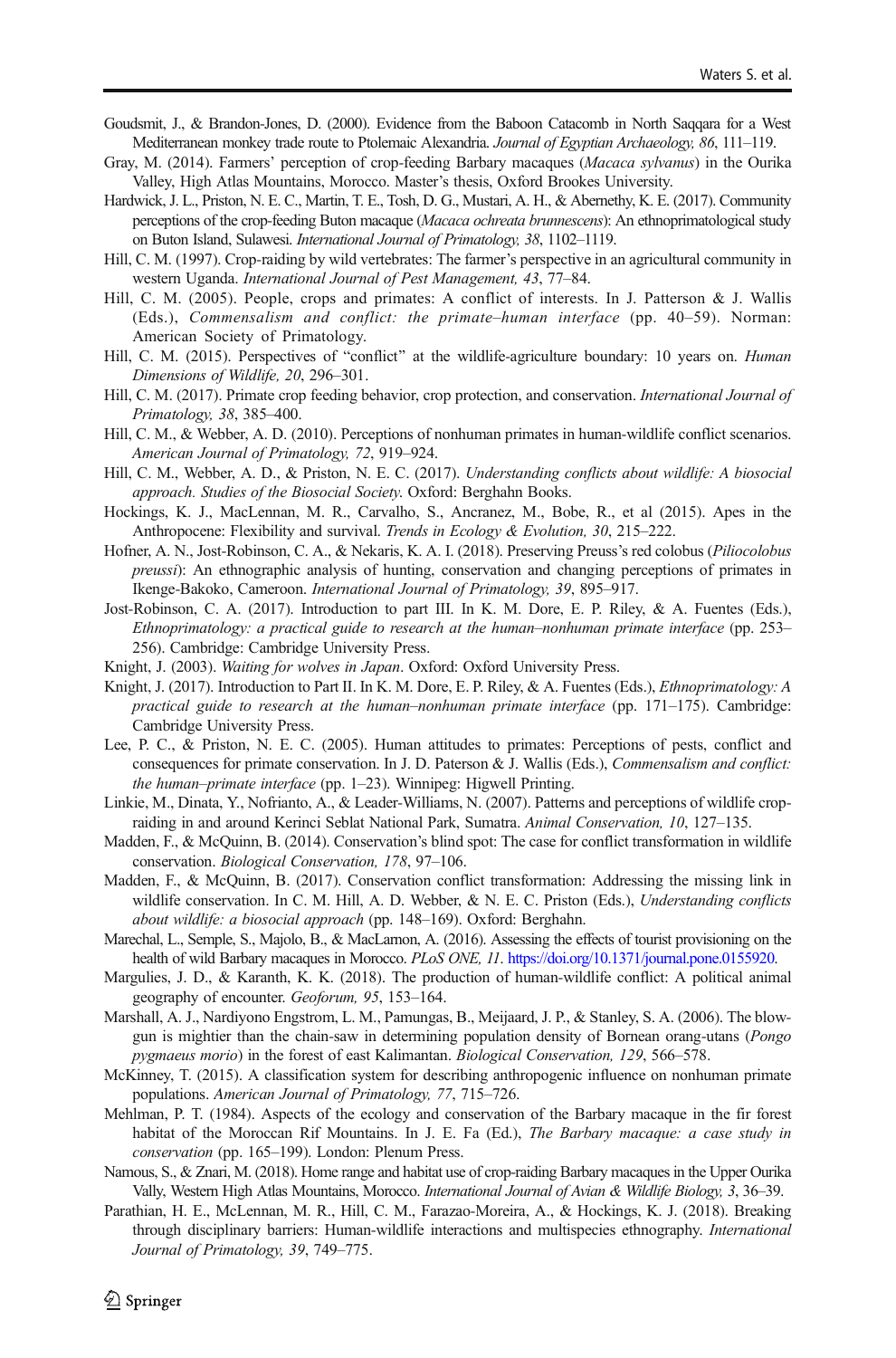Goudsmit, J., & Brandon-Jones, D. (2000). Evidence from the Baboon Catacomb in North Saqqara for a West Mediterranean monkey trade route to Ptolemaic Alexandria. *Journal of Egyptian Archaeology, 86*, 111–119.

Gray, M. (2014). Farmers' perception of crop-feeding Barbary macaques (*Macaca sylvanus*) in the Ourika Valley, High Atlas Mountains, Morocco. Master's thesis, Oxford Brookes University.

Hardwick, J. L., Priston, N. E. C., Martin, T. E., Tosh, D. G., Mustari, A. H., & Abernethy, K. E. (2017). Community perceptions of the crop-feeding Buton macaque (*Macaca ochreata brunnescens*): An ethnoprimatological study on Buton Island, Sulawesi. *International Journal of Primatology, 38*, 1102–1119.

Hill, C. M. (1997). Crop-raiding by wild vertebrates: The farmer's perspective in an agricultural community in western Uganda. *International Journal of Pest Management, 43*, 77–84.

Hill, C. M. (2005). People, crops and primates: A conflict of interests. In J. Patterson & J. Wallis (Eds.), *Commensalism and conflict: the primate–human interface* (pp. 40–59). Norman: American Society of Primatology.

Hill, C. M. (2015). Perspectives of "conflict" at the wildlife-agriculture boundary: 10 years on. *Human Dimensions of Wildlife, 20*, 296–301.

Hill, C. M. (2017). Primate crop feeding behavior, crop protection, and conservation. *International Journal of Primatology, 38*, 385–400.

Hill, C. M., & Webber, A. D. (2010). Perceptions of nonhuman primates in human-wildlife conflict scenarios. *American Journal of Primatology, 72*, 919–924.

Hill, C. M., Webber, A. D., & Priston, N. E. C. (2017). *Understanding conflicts about wildlife: A biosocial approach. Studies of the Biosocial Society.* Oxford: Berghahn Books.

Hockings, K. J., MacLennan, M. R., Carvalho, S., Ancranez, M., Bobe, R., et al (2015). Apes in the Anthropocene: Flexibility and survival. *Trends in Ecology & Evolution, 30*, 215–222.

Hofner, A. N., Jost-Robinson, C. A., & Nekaris, K. A. I. (2018). Preserving Preuss's red colobus (*Piliocolobus preussi*): An ethnographic analysis of hunting, conservation and changing perceptions of primates in Ikenge-Bakoko, Cameroon. *International Journal of Primatology, 39*, 895–917.

Jost-Robinson, C. A. (2017). Introduction to part III. In K. M. Dore, E. P. Riley, & A. Fuentes (Eds.), *Ethnoprimatology: a practical guide to research at the human–nonhuman primate interface* (pp. 253–256). Cambridge: Cambridge University Press.

Knight, J. (2003). *Waiting for wolves in Japan*. Oxford: Oxford University Press.

Knight, J. (2017). Introduction to Part II. In K. M. Dore, E. P. Riley, & A. Fuentes (Eds.), *Ethnoprimatology: A practical guide to research at the human–nonhuman primate interface* (pp. 171–175). Cambridge: Cambridge University Press.

Lee, P. C., & Priston, N. E. C. (2005). Human attitudes to primates: Perceptions of pests, conflict and consequences for primate conservation. In J. D. Paterson & J. Wallis (Eds.), *Commensalism and conflict: the human–primate interface* (pp. 1–23). Winnipeg: Higwell Printing.

Linkie, M., Dinata, Y., Nofrianto, A., & Leader-Williams, N. (2007). Patterns and perceptions of wildlife crop-raiding in and around Kerinci Seblat National Park, Sumatra. *Animal Conservation, 10*, 127–135.

Madden, F., & McQuinn, B. (2014). Conservation's blind spot: The case for conflict transformation in wildlife conservation. *Biological Conservation, 178*, 97–106.

Madden, F., & McQuinn, B. (2017). Conservation conflict transformation: Addressing the missing link in wildlife conservation. In C. M. Hill, A. D. Webber, & N. E. C. Priston (Eds.), *Understanding conflicts about wildlife: a biosocial approach* (pp. 148–169). Oxford: Berghahn.

Marechal, L., Semple, S., Majolo, B., & MacLarnon, A. (2016). Assessing the effects of tourist provisioning on the health of wild Barbary macaques in Morocco. *PLoS ONE, 11*. https://doi.org/10.1371/journal.pone.0155920.

Margulies, J. D., & Karanth, K. K. (2018). The production of human-wildlife conflict: A political animal geography of encounter. *Geoforum, 95*, 153–164.

Marshall, A. J., Nardiyono Engstrom, L. M., Pamungas, B., Meijaard, J. P., & Stanley, S. A. (2006). The blowgun is mightier than the chain-saw in determining population density of Bornean orang-utans (*Pongo pygmaeus morio*) in the forest of east Kalimantan. *Biological Conservation, 129*, 566–578.

McKinney, T. (2015). A classification system for describing anthropogenic influence on nonhuman primate populations. *American Journal of Primatology, 77*, 715–726.

Mehlman, P. T. (1984). Aspects of the ecology and conservation of the Barbary macaque in the fir forest habitat of the Moroccan Rif Mountains. In J. E. Fa (Ed.), *The Barbary macaque: a case study in conservation* (pp. 165–199). London: Plenum Press.

Namous, S., & Znari, M. (2018). Home range and habitat use of crop-raiding Barbary macaques in the Upper Ourika Vally, Western High Atlas Mountains, Morocco. *International Journal of Avian & Wildlife Biology, 3*, 36–39.

Parathian, H. E., McLennan, M. R., Hill, C. M., Farazao-Moreira, A., & Hockings, K. J. (2018). Breaking through disciplinary barriers: Human-wildlife interactions and multispecies ethnography. *International Journal of Primatology, 39*, 749–775.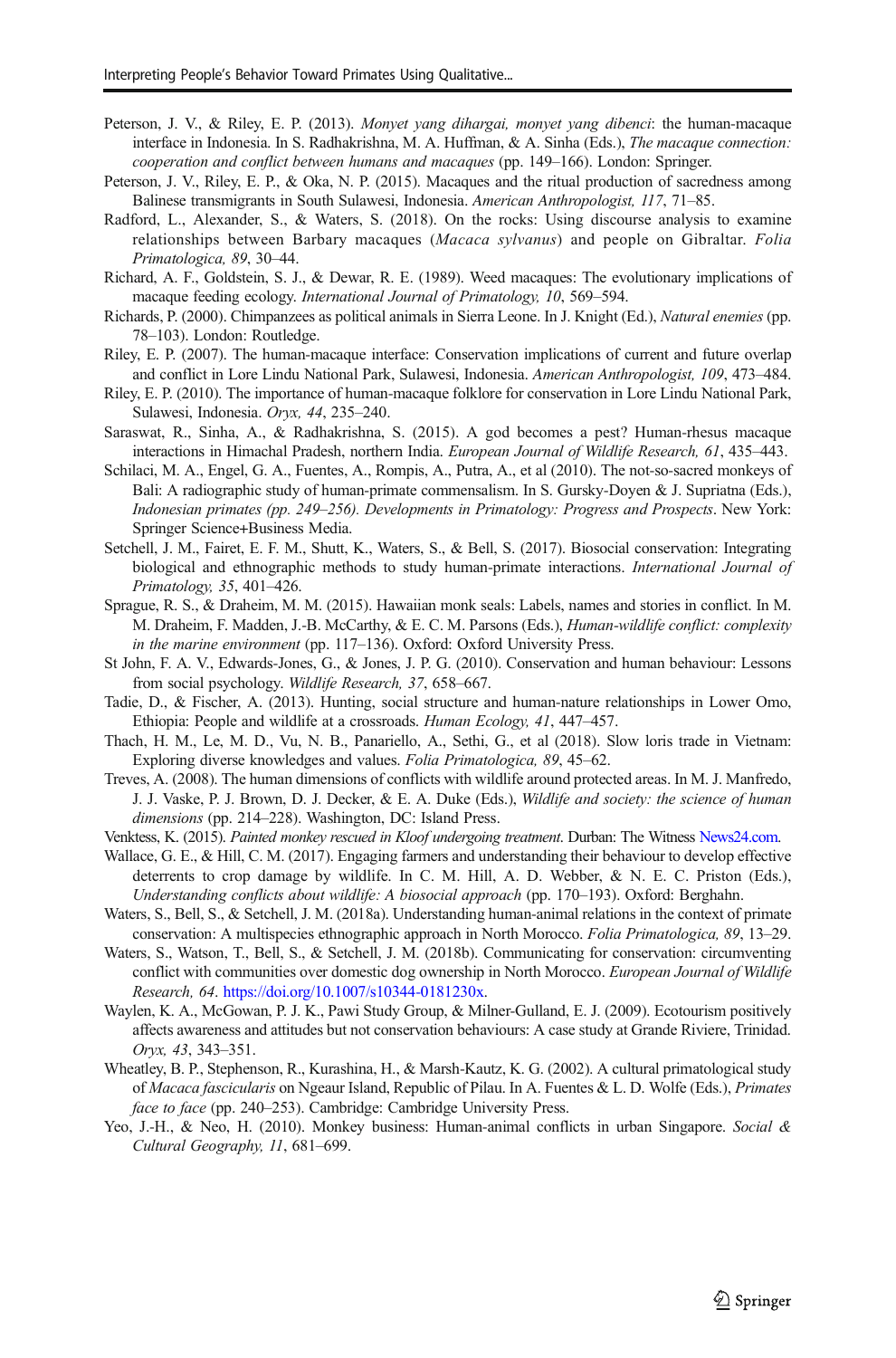Peterson, J. V., & Riley, E. P. (2013). *Monyet yang dihargai, monyet yang dibenci*: the human-macaque interface in Indonesia. In S. Radhakrishna, M. A. Huffman, & A. Sinha (Eds.), *The macaque connection: cooperation and conflict between humans and macaques* (pp. 149–166). London: Springer.

Peterson, J. V., Riley, E. P., & Oka, N. P. (2015). Macaques and the ritual production of sacredness among Balinese transmigrants in South Sulawesi, Indonesia. *American Anthropologist, 117*, 71–85.

Radford, L., Alexander, S., & Waters, S. (2018). On the rocks: Using discourse analysis to examine relationships between Barbary macaques (*Macaca sylvanus*) and people on Gibraltar. *Folia Primatologica, 89*, 30–44.

Richard, A. F., Goldstein, S. J., & Dewar, R. E. (1989). Weed macaques: The evolutionary implications of macaque feeding ecology. *International Journal of Primatology, 10*, 569–594.

Richards, P. (2000). Chimpanzees as political animals in Sierra Leone. In J. Knight (Ed.), *Natural enemies* (pp. 78–103). London: Routledge.

Riley, E. P. (2007). The human-macaque interface: Conservation implications of current and future overlap and conflict in Lore Lindu National Park, Sulawesi, Indonesia. *American Anthropologist, 109*, 473–484.

Riley, E. P. (2010). The importance of human-macaque folklore for conservation in Lore Lindu National Park, Sulawesi, Indonesia. *Oryx, 44*, 235–240.

Saraswat, R., Sinha, A., & Radhakrishna, S. (2015). A god becomes a pest? Human-rhesus macaque interactions in Himachal Pradesh, northern India. *European Journal of Wildlife Research, 61*, 435–443.

Schilaci, M. A., Engel, G. A., Fuentes, A., Rompis, A., Putra, A., et al (2010). The not-so-sacred monkeys of Bali: A radiographic study of human-primate commensalism. In S. Gursky-Doyen & J. Supriatna (Eds.), *Indonesian primates (pp. 249–256). Developments in Primatology: Progress and Prospects*. New York: Springer Science+Business Media.

Setchell, J. M., Fairet, E. F. M., Shutt, K., Waters, S., & Bell, S. (2017). Biosocial conservation: Integrating biological and ethnographic methods to study human-primate interactions. *International Journal of Primatology, 35*, 401–426.

Sprague, R. S., & Draheim, M. M. (2015). Hawaiian monk seals: Labels, names and stories in conflict. In M. M. Draheim, F. Madden, J.-B. McCarthy, & E. C. M. Parsons (Eds.), *Human-wildlife conflict: complexity in the marine environment* (pp. 117–136). Oxford: Oxford University Press.

St John, F. A. V., Edwards-Jones, G., & Jones, J. P. G. (2010). Conservation and human behaviour: Lessons from social psychology. *Wildlife Research, 37*, 658–667.

Tadie, D., & Fischer, A. (2013). Hunting, social structure and human-nature relationships in Lower Omo, Ethiopia: People and wildlife at a crossroads. *Human Ecology, 41*, 447–457.

Thach, H. M., Le, M. D., Vu, N. B., Panariello, A., Sethi, G., et al (2018). Slow loris trade in Vietnam: Exploring diverse knowledges and values. *Folia Primatologica, 89*, 45–62.

Treves, A. (2008). The human dimensions of conflicts with wildlife around protected areas. In M. J. Manfredo, J. J. Vaske, P. J. Brown, D. J. Decker, & E. A. Duke (Eds.), *Wildlife and society: the science of human dimensions* (pp. 214–228). Washington, DC: Island Press.

Venktess, K. (2015). *Painted monkey rescued in Kloof undergoing treatment*. Durban: The Witness News24.com.

Wallace, G. E., & Hill, C. M. (2017). Engaging farmers and understanding their behaviour to develop effective deterrents to crop damage by wildlife. In C. M. Hill, A. D. Webber, & N. E. C. Priston (Eds.), *Understanding conflicts about wildlife: A biosocial approach* (pp. 170–193). Oxford: Berghahn.

Waters, S., Bell, S., & Setchell, J. M. (2018a). Understanding human-animal relations in the context of primate conservation: A multispecies ethnographic approach in North Morocco. *Folia Primatologica, 89*, 13–29.

Waters, S., Watson, T., Bell, S., & Setchell, J. M. (2018b). Communicating for conservation: circumventing conflict with communities over domestic dog ownership in North Morocco. *European Journal of Wildlife Research, 64*. https://doi.org/10.1007/s10344-0181230x.

Waylen, K. A., McGowan, P. J. K., Pawi Study Group, & Milner-Gulland, E. J. (2009). Ecotourism positively affects awareness and attitudes but not conservation behaviours: A case study at Grande Riviere, Trinidad. *Oryx, 43*, 343–351.

Wheatley, B. P., Stephenson, R., Kurashina, H., & Marsh-Kautz, K. G. (2002). A cultural primatological study of *Macaca fascicularis* on Ngeaur Island, Republic of Pilau. In A. Fuentes & L. D. Wolfe (Eds.), *Primates face to face* (pp. 240–253). Cambridge: Cambridge University Press.

Yeo, J.-H., & Neo, H. (2010). Monkey business: Human-animal conflicts in urban Singapore. *Social & Cultural Geography, 11*, 681–699.